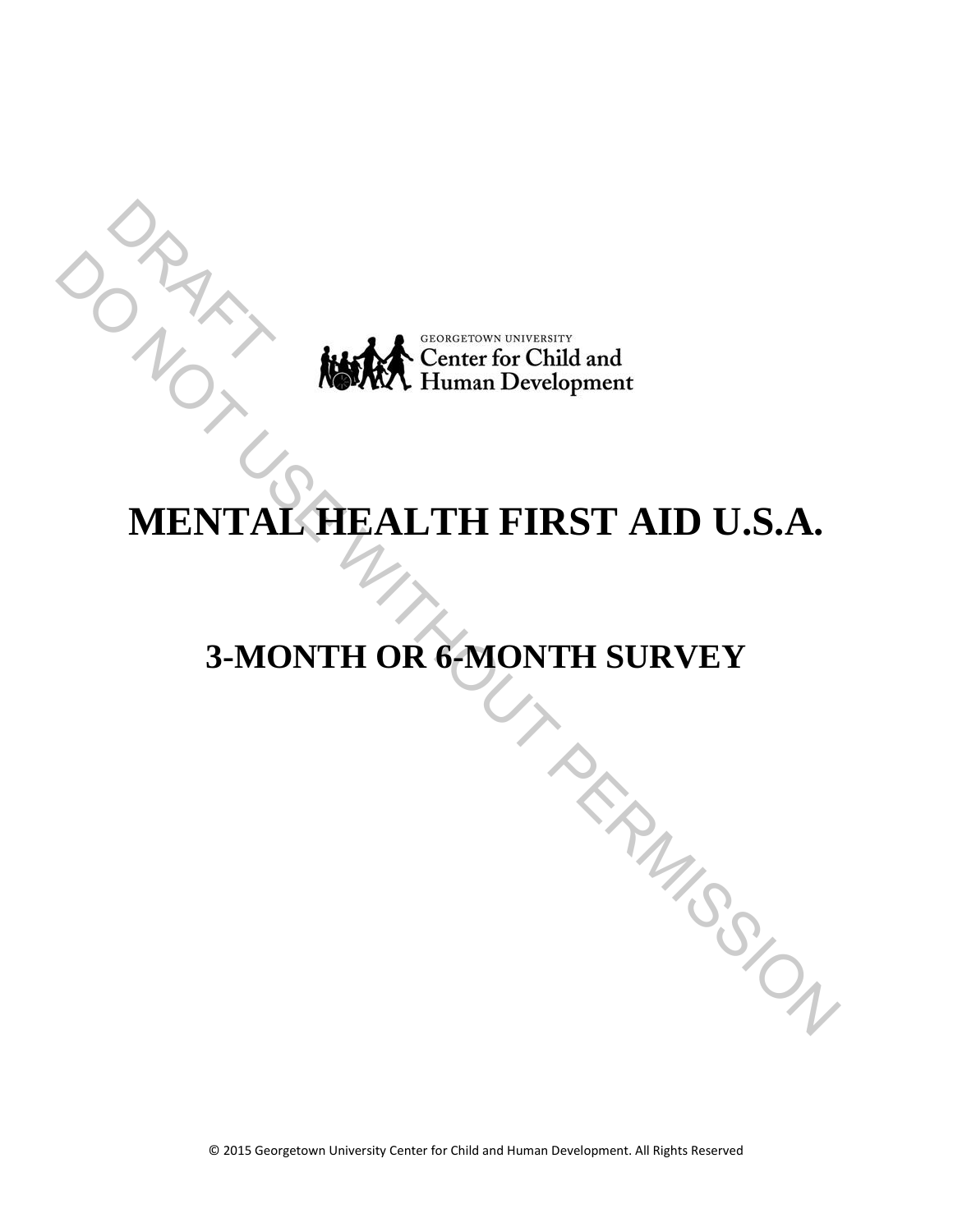DRAFT
DO NOT USE WITHOUT PERMISSION

GEORGETOWN UNIVERSITY
Center for Child and Human Development

# MENTAL HEALTH FIRST AID U.S.A.

## 3-MONTH OR 6-MONTH SURVEY

© 2015 Georgetown University Center for Child and Human Development. All Rights Reserved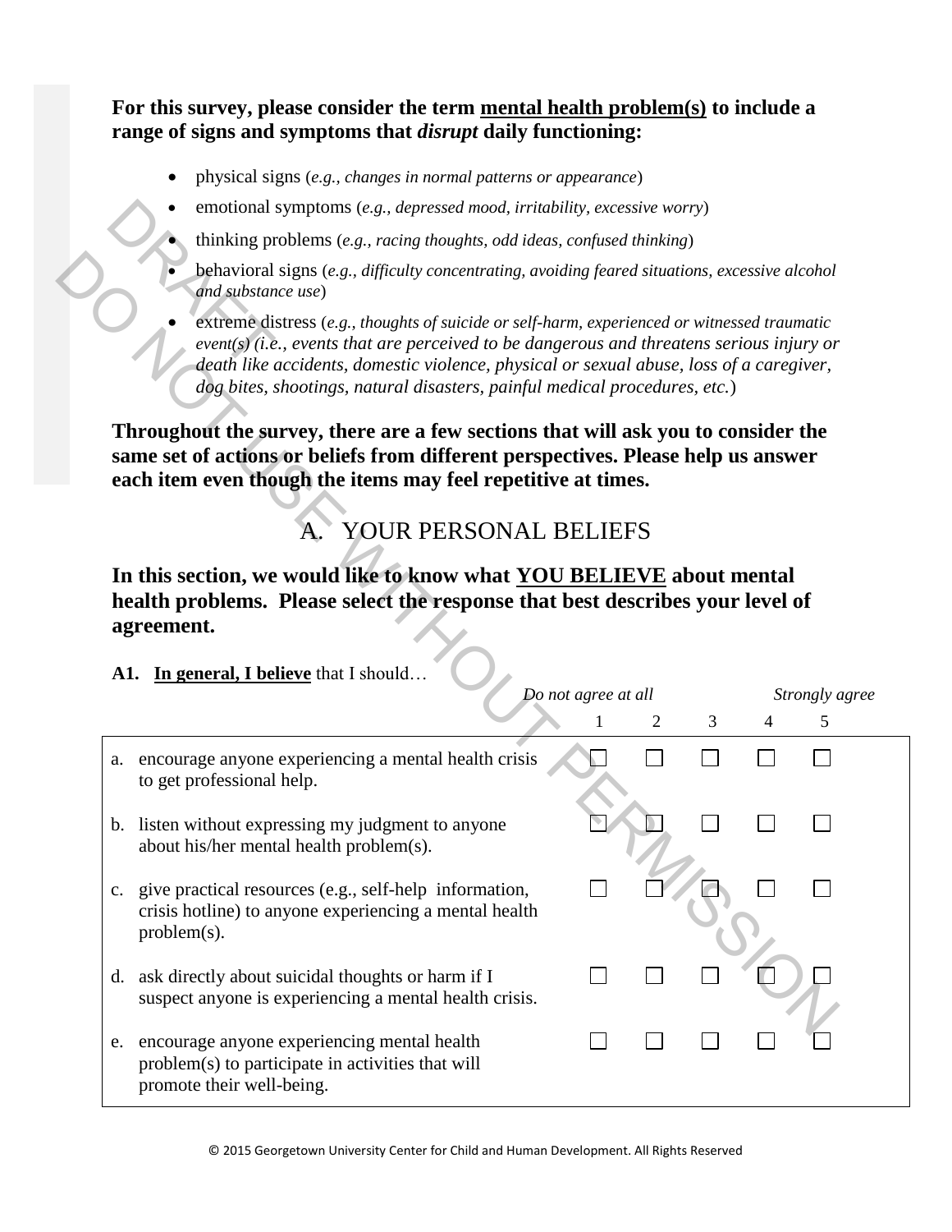**For this survey, please consider the term <u>mental health problem(s)</u> to include a range of signs and symptoms that *disrupt* daily functioning:**

- physical signs (*e.g., changes in normal patterns or appearance*)
- emotional symptoms (*e.g., depressed mood, irritability, excessive worry*)
- thinking problems (*e.g., racing thoughts, odd ideas, confused thinking*)
- behavioral signs (*e.g., difficulty concentrating, avoiding feared situations, excessive alcohol and substance use*)
- extreme distress (*e.g., thoughts of suicide or self-harm, experienced or witnessed traumatic event(s) (i.e., events that are perceived to be dangerous and threatens serious injury or death like accidents, domestic violence, physical or sexual abuse, loss of a caregiver, dog bites, shootings, natural disasters, painful medical procedures, etc.*)

**Throughout the survey, there are a few sections that will ask you to consider the same set of actions or beliefs from different perspectives. Please help us answer each item even though the items may feel repetitive at times.**

# A. YOUR PERSONAL BELIEFS

**In this section, we would like to know what <u>YOU BELIEVE</u> about mental health problems. Please select the response that best describes your level of agreement.**

**A1. <u>In general, I believe</u>** that I should…

| | *Do not agree at all* 1 | 2 | 3 | 4 | *Strongly agree* 5 |
|---|---|---|---|---|---|
| a. encourage anyone experiencing a mental health crisis to get professional help. | ☐ | ☐ | ☐ | ☐ | ☐ |
| b. listen without expressing my judgment to anyone about his/her mental health problem(s). | ☐ | ☐ | ☐ | ☐ | ☐ |
| c. give practical resources (e.g., self-help information, crisis hotline) to anyone experiencing a mental health problem(s). | ☐ | ☐ | ☐ | ☐ | ☐ |
| d. ask directly about suicidal thoughts or harm if I suspect anyone is experiencing a mental health crisis. | ☐ | ☐ | ☐ | ☐ | ☐ |
| e. encourage anyone experiencing mental health problem(s) to participate in activities that will promote their well-being. | ☐ | ☐ | ☐ | ☐ | ☐ |

© 2015 Georgetown University Center for Child and Human Development. All Rights Reserved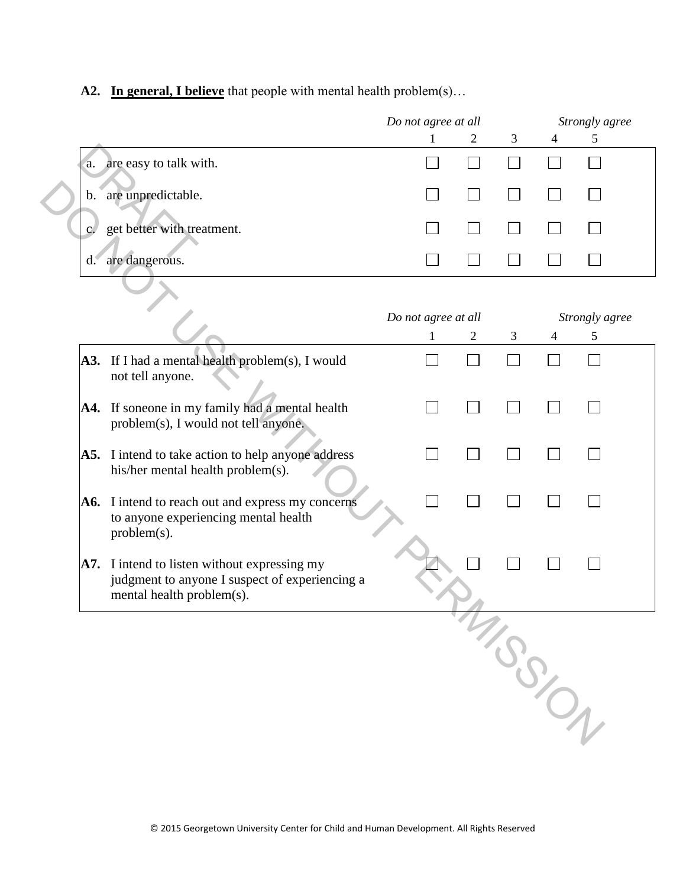**A2. <u>In general, I believe</u>** that people with mental health problem(s)…

| | *Do not agree at all* 1 | 2 | 3 | 4 | *Strongly agree* 5 |
|---|---|---|---|---|---|
| a. are easy to talk with. | ☐ | ☐ | ☐ | ☐ | ☐ |
| b. are unpredictable. | ☐ | ☐ | ☐ | ☐ | ☐ |
| c. get better with treatment. | ☐ | ☐ | ☐ | ☐ | ☐ |
| d. are dangerous. | ☐ | ☐ | ☐ | ☐ | ☐ |

| | *Do not agree at all* 1 | 2 | 3 | 4 | *Strongly agree* 5 |
|---|---|---|---|---|---|
| **A3.** If I had a mental health problem(s), I would not tell anyone. | ☐ | ☐ | ☐ | ☐ | ☐ |
| **A4.** If soneone in my family had a mental health problem(s), I would not tell anyone. | ☐ | ☐ | ☐ | ☐ | ☐ |
| **A5.** I intend to take action to help anyone address his/her mental health problem(s). | ☐ | ☐ | ☐ | ☐ | ☐ |
| **A6.** I intend to reach out and express my concerns to anyone experiencing mental health problem(s). | ☐ | ☐ | ☐ | ☐ | ☐ |
| **A7.** I intend to listen without expressing my judgment to anyone I suspect of experiencing a mental health problem(s). | ☐ | ☐ | ☐ | ☐ | ☐ |

DRAFT DO NOT USE WITHOUT PERMISSION

© 2015 Georgetown University Center for Child and Human Development. All Rights Reserved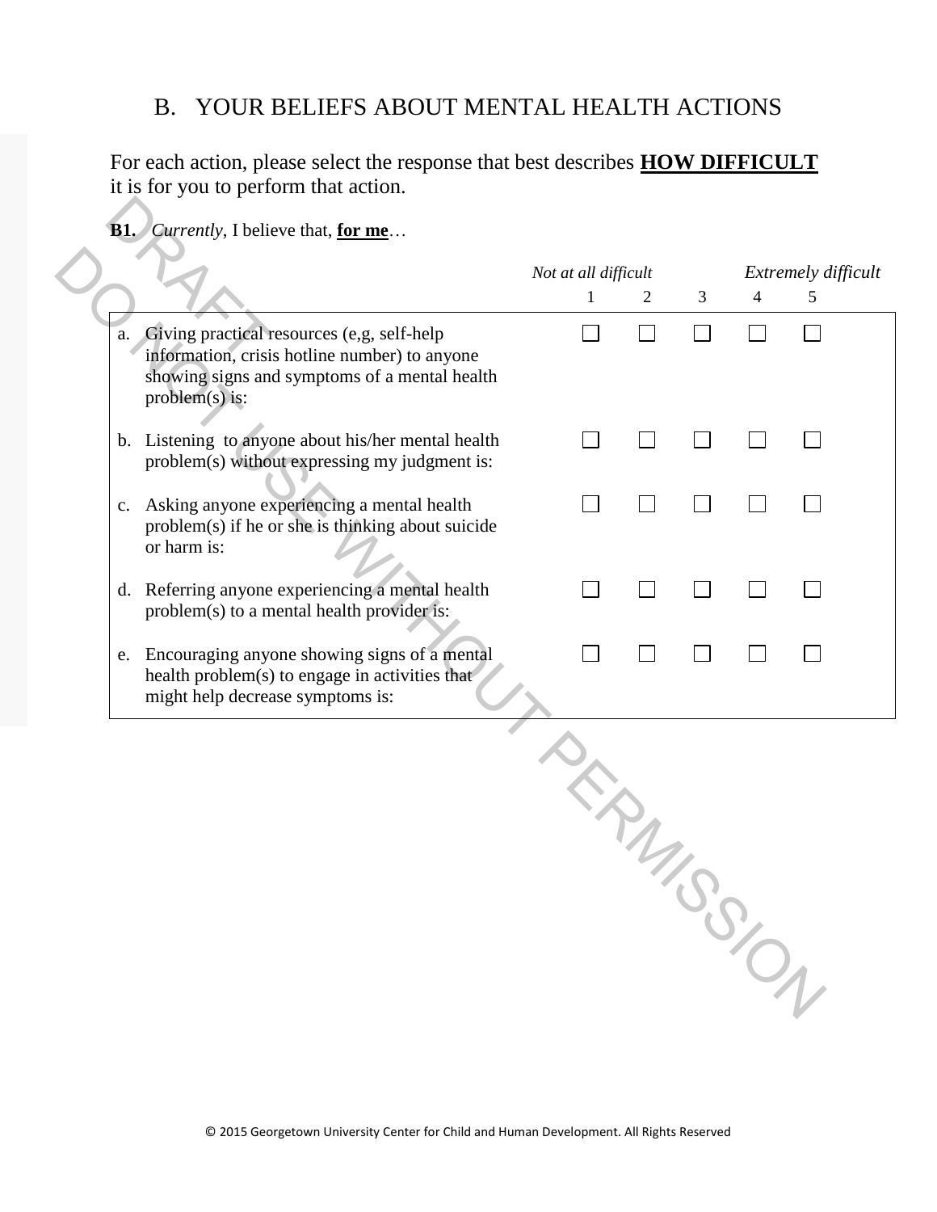## B. YOUR BELIEFS ABOUT MENTAL HEALTH ACTIONS

For each action, please select the response that best describes **HOW DIFFICULT** it is for you to perform that action.

**B1.** *Currently*, I believe that, **for me**…

| | *Not at all difficult* 1 | 2 | 3 | 4 | *Extremely difficult* 5 |
|---|---|---|---|---|---|
| a. Giving practical resources (e,g, self-help information, crisis hotline number) to anyone showing signs and symptoms of a mental health problem(s) is: | ☐ | ☐ | ☐ | ☐ | ☐ |
| b. Listening to anyone about his/her mental health problem(s) without expressing my judgment is: | ☐ | ☐ | ☐ | ☐ | ☐ |
| c. Asking anyone experiencing a mental health problem(s) if he or she is thinking about suicide or harm is: | ☐ | ☐ | ☐ | ☐ | ☐ |
| d. Referring anyone experiencing a mental health problem(s) to a mental health provider is: | ☐ | ☐ | ☐ | ☐ | ☐ |
| e. Encouraging anyone showing signs of a mental health problem(s) to engage in activities that might help decrease symptoms is: | ☐ | ☐ | ☐ | ☐ | ☐ |

DRAFT
DO NOT USE WITHOUT PERMISSION

© 2015 Georgetown University Center for Child and Human Development. All Rights Reserved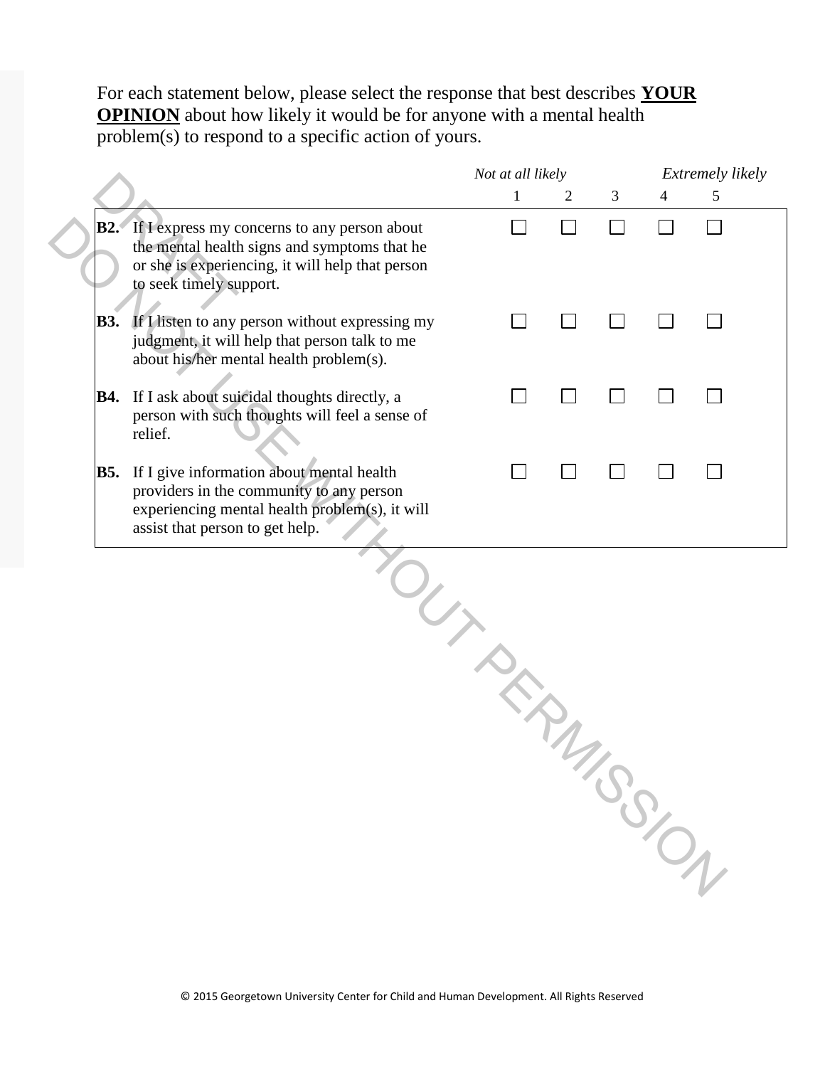For each statement below, please select the response that best describes **YOUR OPINION** about how likely it would be for anyone with a mental health problem(s) to respond to a specific action of yours.

| | *Not at all likely* 1 | 2 | 3 | 4 | *Extremely likely* 5 |
|---|---|---|---|---|---|
| **B2.** If I express my concerns to any person about the mental health signs and symptoms that he or she is experiencing, it will help that person to seek timely support. | ☐ | ☐ | ☐ | ☐ | ☐ |
| **B3.** If I listen to any person without expressing my judgment, it will help that person talk to me about his/her mental health problem(s). | ☐ | ☐ | ☐ | ☐ | ☐ |
| **B4.** If I ask about suicidal thoughts directly, a person with such thoughts will feel a sense of relief. | ☐ | ☐ | ☐ | ☐ | ☐ |
| **B5.** If I give information about mental health providers in the community to any person experiencing mental health problem(s), it will assist that person to get help. | ☐ | ☐ | ☐ | ☐ | ☐ |

DRAFT
DO NOT USE WITHOUT PERMISSION

© 2015 Georgetown University Center for Child and Human Development. All Rights Reserved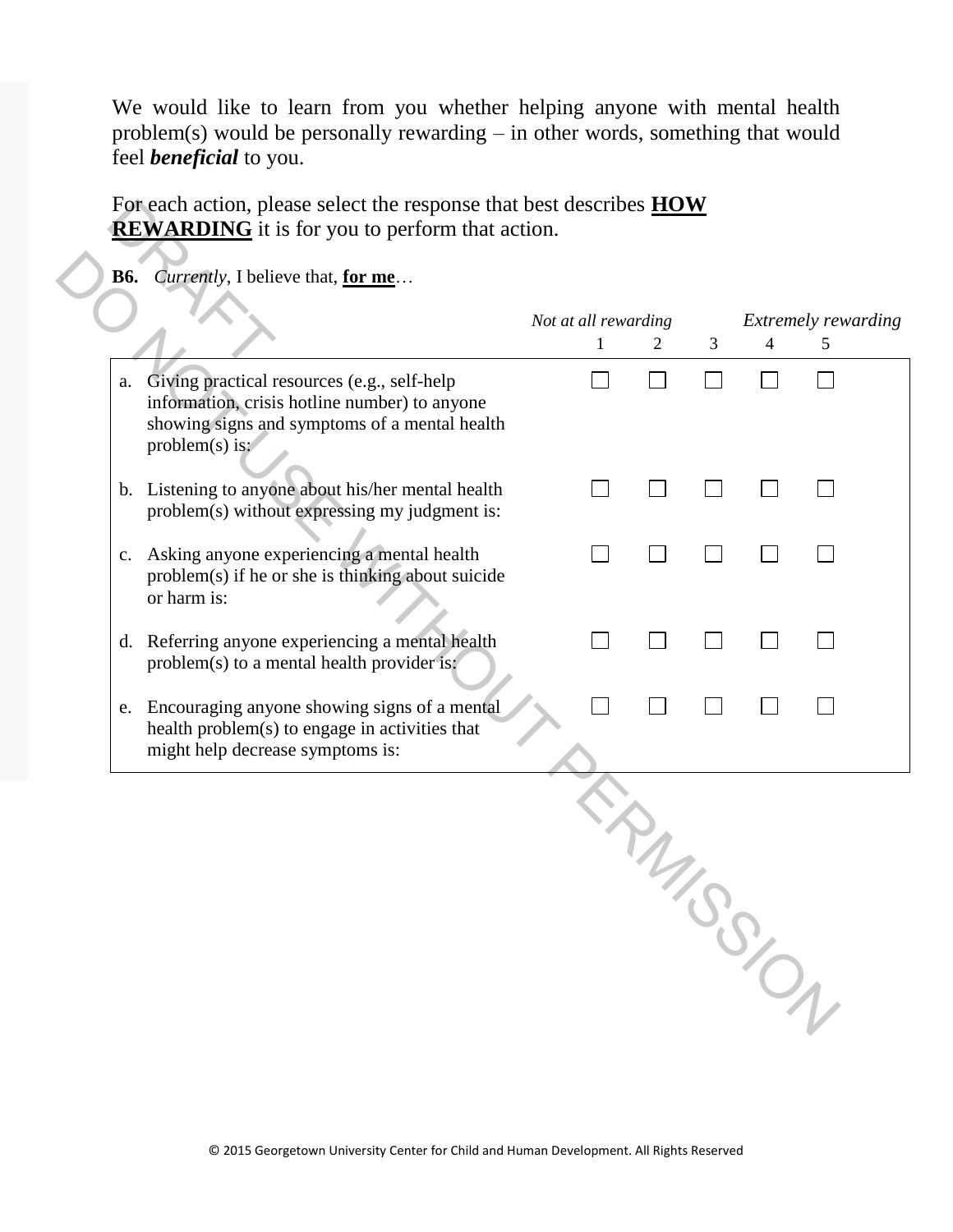We would like to learn from you whether helping anyone with mental health problem(s) would be personally rewarding – in other words, something that would feel ***beneficial*** to you.

For each action, please select the response that best describes **HOW REWARDING** it is for you to perform that action.

**B6.** *Currently*, I believe that, **for me**…

| | *Not at all rewarding* 1 | 2 | 3 | 4 | *Extremely rewarding* 5 |
|---|---|---|---|---|---|
| a. Giving practical resources (e.g., self-help information, crisis hotline number) to anyone showing signs and symptoms of a mental health problem(s) is: | ☐ | ☐ | ☐ | ☐ | ☐ |
| b. Listening to anyone about his/her mental health problem(s) without expressing my judgment is: | ☐ | ☐ | ☐ | ☐ | ☐ |
| c. Asking anyone experiencing a mental health problem(s) if he or she is thinking about suicide or harm is: | ☐ | ☐ | ☐ | ☐ | ☐ |
| d. Referring anyone experiencing a mental health problem(s) to a mental health provider is: | ☐ | ☐ | ☐ | ☐ | ☐ |
| e. Encouraging anyone showing signs of a mental health problem(s) to engage in activities that might help decrease symptoms is: | ☐ | ☐ | ☐ | ☐ | ☐ |

© 2015 Georgetown University Center for Child and Human Development. All Rights Reserved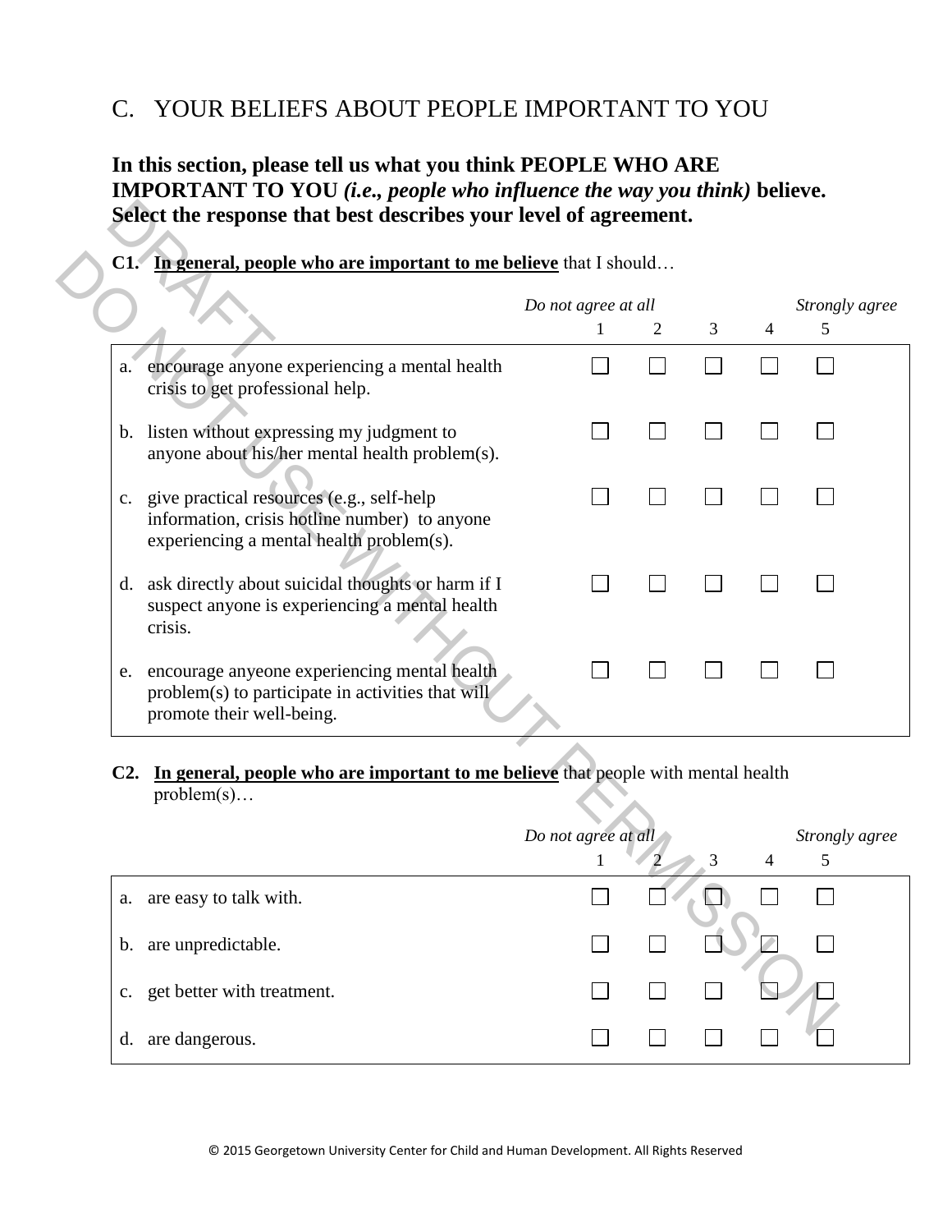## C. YOUR BELIEFS ABOUT PEOPLE IMPORTANT TO YOU

**In this section, please tell us what you think PEOPLE WHO ARE IMPORTANT TO YOU *(i.e., people who influence the way you think)* believe. Select the response that best describes your level of agreement.**

**C1.** **In general, people who are important to me believe** that I should…

| | *Do not agree at all* 1 | 2 | 3 | 4 | *Strongly agree* 5 |
|---|---|---|---|---|---|
| a. encourage anyone experiencing a mental health crisis to get professional help. | ☐ | ☐ | ☐ | ☐ | ☐ |
| b. listen without expressing my judgment to anyone about his/her mental health problem(s). | ☐ | ☐ | ☐ | ☐ | ☐ |
| c. give practical resources (e.g., self-help information, crisis hotline number) to anyone experiencing a mental health problem(s). | ☐ | ☐ | ☐ | ☐ | ☐ |
| d. ask directly about suicidal thoughts or harm if I suspect anyone is experiencing a mental health crisis. | ☐ | ☐ | ☐ | ☐ | ☐ |
| e. encourage anyeone experiencing mental health problem(s) to participate in activities that will promote their well-being. | ☐ | ☐ | ☐ | ☐ | ☐ |

**C2.** **In general, people who are important to me believe** that people with mental health problem(s)…

| | *Do not agree at all* 1 | 2 | 3 | 4 | *Strongly agree* 5 |
|---|---|---|---|---|---|
| a. are easy to talk with. | ☐ | ☐ | ☐ | ☐ | ☐ |
| b. are unpredictable. | ☐ | ☐ | ☐ | ☐ | ☐ |
| c. get better with treatment. | ☐ | ☐ | ☐ | ☐ | ☐ |
| d. are dangerous. | ☐ | ☐ | ☐ | ☐ | ☐ |

© 2015 Georgetown University Center for Child and Human Development. All Rights Reserved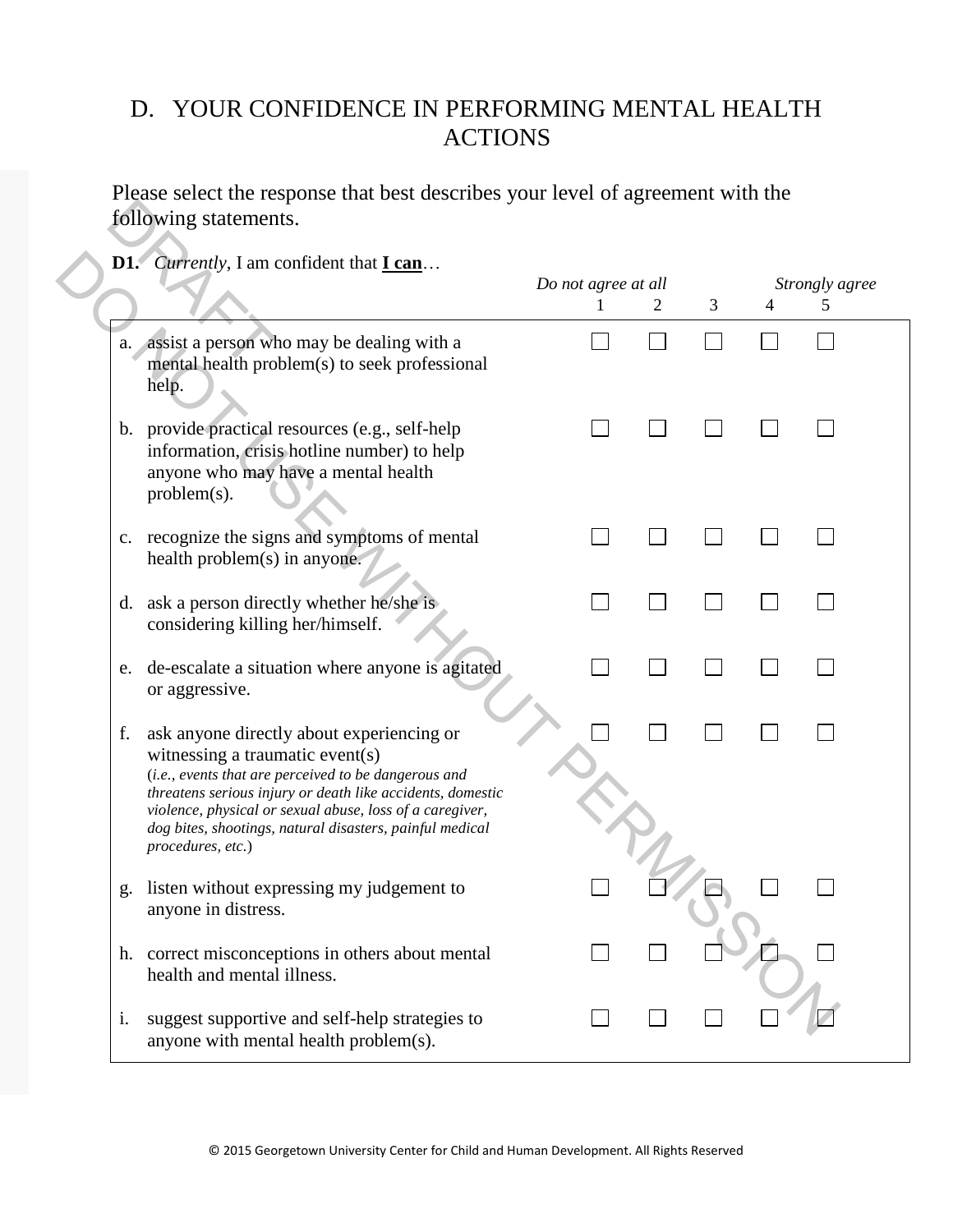## D. YOUR CONFIDENCE IN PERFORMING MENTAL HEALTH ACTIONS

Please select the response that best describes your level of agreement with the following statements.

**D1.** *Currently*, I am confident that **I can**…

| | *Do not agree at all* 1 | 2 | 3 | 4 | *Strongly agree* 5 |
|---|---|---|---|---|---|
| a. assist a person who may be dealing with a mental health problem(s) to seek professional help. | ☐ | ☐ | ☐ | ☐ | ☐ |
| b. provide practical resources (e.g., self-help information, crisis hotline number) to help anyone who may have a mental health problem(s). | ☐ | ☐ | ☐ | ☐ | ☐ |
| c. recognize the signs and symptoms of mental health problem(s) in anyone. | ☐ | ☐ | ☐ | ☐ | ☐ |
| d. ask a person directly whether he/she is considering killing her/himself. | ☐ | ☐ | ☐ | ☐ | ☐ |
| e. de-escalate a situation where anyone is agitated or aggressive. | ☐ | ☐ | ☐ | ☐ | ☐ |
| f. ask anyone directly about experiencing or witnessing a traumatic event(s) (*i.e., events that are perceived to be dangerous and threatens serious injury or death like accidents, domestic violence, physical or sexual abuse, loss of a caregiver, dog bites, shootings, natural disasters, painful medical procedures, etc.*) | ☐ | ☐ | ☐ | ☐ | ☐ |
| g. listen without expressing my judgement to anyone in distress. | ☐ | ☐ | ☐ | ☐ | ☐ |
| h. correct misconceptions in others about mental health and mental illness. | ☐ | ☐ | ☐ | ☐ | ☐ |
| i. suggest supportive and self-help strategies to anyone with mental health problem(s). | ☐ | ☐ | ☐ | ☐ | ☐ |

DRAFT DO NOT USE WITHOUT PERMISSION

© 2015 Georgetown University Center for Child and Human Development. All Rights Reserved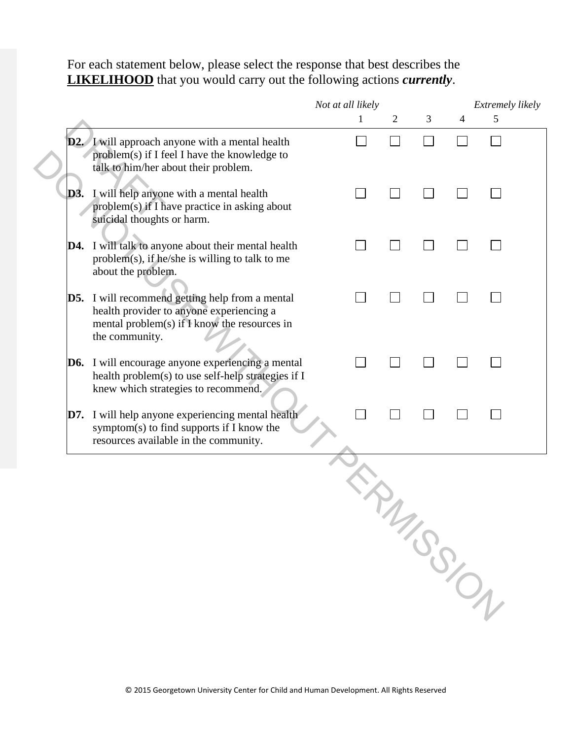For each statement below, please select the response that best describes the **LIKELIHOOD** that you would carry out the following actions ***currently***.

| | *Not at all likely* 1 | 2 | 3 | 4 | *Extremely likely* 5 |
|---|---|---|---|---|---|
| **D2.** I will approach anyone with a mental health problem(s) if I feel I have the knowledge to talk to him/her about their problem. | ☐ | ☐ | ☐ | ☐ | ☐ |
| **D3.** I will help anyone with a mental health problem(s) if I have practice in asking about suicidal thoughts or harm. | ☐ | ☐ | ☐ | ☐ | ☐ |
| **D4.** I will talk to anyone about their mental health problem(s), if he/she is willing to talk to me about the problem. | ☐ | ☐ | ☐ | ☐ | ☐ |
| **D5.** I will recommend getting help from a mental health provider to anyone experiencing a mental problem(s) if I know the resources in the community. | ☐ | ☐ | ☐ | ☐ | ☐ |
| **D6.** I will encourage anyone experiencing a mental health problem(s) to use self-help strategies if I knew which strategies to recommend. | ☐ | ☐ | ☐ | ☐ | ☐ |
| **D7.** I will help anyone experiencing mental health symptom(s) to find supports if I know the resources available in the community. | ☐ | ☐ | ☐ | ☐ | ☐ |

DRAFT
DO NOT USE WITHOUT PERMISSION

© 2015 Georgetown University Center for Child and Human Development. All Rights Reserved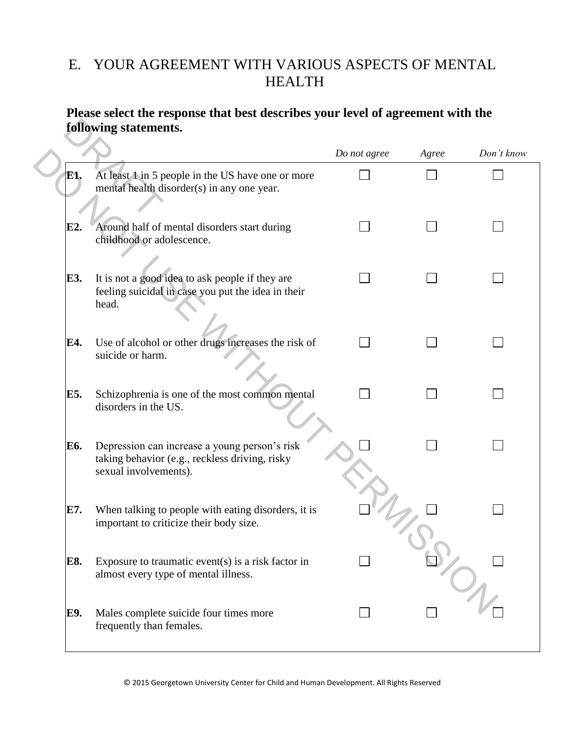# E. YOUR AGREEMENT WITH VARIOUS ASPECTS OF MENTAL HEALTH

**Please select the response that best describes your level of agreement with the following statements.**

| | | *Do not agree* | *Agree* | *Don't know* |
|---|---|---|---|---|
| **E1.** | At least 1 in 5 people in the US have one or more mental health disorder(s) in any one year. | ☐ | ☐ | ☐ |
| **E2.** | Around half of mental disorders start during childhood or adolescence. | ☐ | ☐ | ☐ |
| **E3.** | It is not a good idea to ask people if they are feeling suicidal in case you put the idea in their head. | ☐ | ☐ | ☐ |
| **E4.** | Use of alcohol or other drugs increases the risk of suicide or harm. | ☐ | ☐ | ☐ |
| **E5.** | Schizophrenia is one of the most common mental disorders in the US. | ☐ | ☐ | ☐ |
| **E6.** | Depression can increase a young person's risk taking behavior (e.g., reckless driving, risky sexual involvements). | ☐ | ☐ | ☐ |
| **E7.** | When talking to people with eating disorders, it is important to criticize their body size. | ☐ | ☐ | ☐ |
| **E8.** | Exposure to traumatic event(s) is a risk factor in almost every type of mental illness. | ☐ | ☐ | ☐ |
| **E9.** | Males complete suicide four times more frequently than females. | ☐ | ☐ | ☐ |

DRAFT DO NOT USE WITHOUT PERMISSION

© 2015 Georgetown University Center for Child and Human Development. All Rights Reserved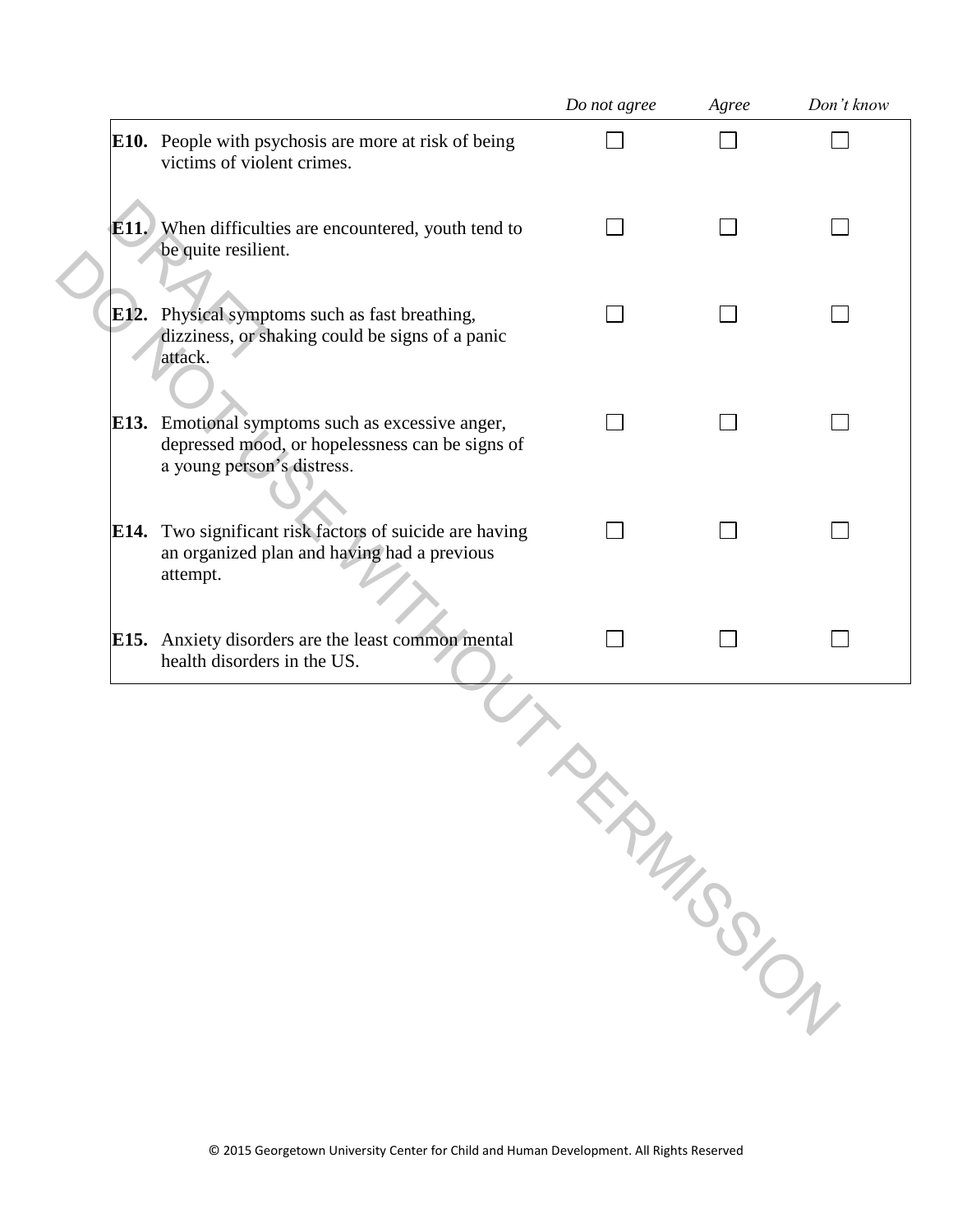| | Do not agree | Agree | Don't know |
|---|---|---|---|
| **E10.** People with psychosis are more at risk of being victims of violent crimes. | ☐ | ☐ | ☐ |
| **E11.** When difficulties are encountered, youth tend to be quite resilient. | ☐ | ☐ | ☐ |
| **E12.** Physical symptoms such as fast breathing, dizziness, or shaking could be signs of a panic attack. | ☐ | ☐ | ☐ |
| **E13.** Emotional symptoms such as excessive anger, depressed mood, or hopelessness can be signs of a young person's distress. | ☐ | ☐ | ☐ |
| **E14.** Two significant risk factors of suicide are having an organized plan and having had a previous attempt. | ☐ | ☐ | ☐ |
| **E15.** Anxiety disorders are the least common mental health disorders in the US. | ☐ | ☐ | ☐ |

DRAFT
DO NOT USE WITHOUT PERMISSION

© 2015 Georgetown University Center for Child and Human Development. All Rights Reserved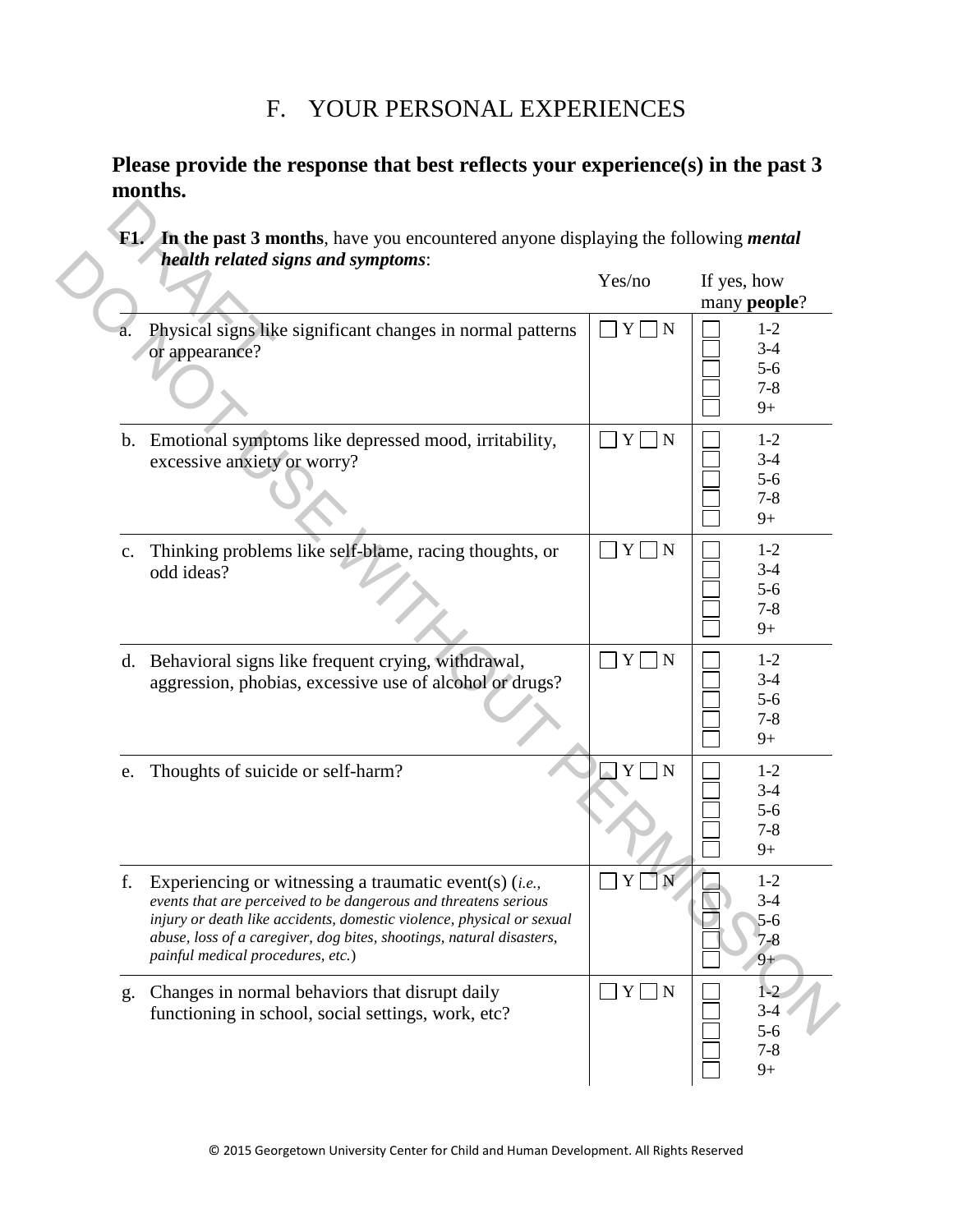# F. YOUR PERSONAL EXPERIENCES

**Please provide the response that best reflects your experience(s) in the past 3 months.**

**F1. In the past 3 months**, have you encountered anyone displaying the following ***mental health related signs and symptoms***:

| | Yes/no | If yes, how many **people**? |
|---|---|---|
| a. Physical signs like significant changes in normal patterns or appearance? | ☐ Y ☐ N | ☐ 1-2<br>☐ 3-4<br>☐ 5-6<br>☐ 7-8<br>☐ 9+ |
| b. Emotional symptoms like depressed mood, irritability, excessive anxiety or worry? | ☐ Y ☐ N | ☐ 1-2<br>☐ 3-4<br>☐ 5-6<br>☐ 7-8<br>☐ 9+ |
| c. Thinking problems like self-blame, racing thoughts, or odd ideas? | ☐ Y ☐ N | ☐ 1-2<br>☐ 3-4<br>☐ 5-6<br>☐ 7-8<br>☐ 9+ |
| d. Behavioral signs like frequent crying, withdrawal, aggression, phobias, excessive use of alcohol or drugs? | ☐ Y ☐ N | ☐ 1-2<br>☐ 3-4<br>☐ 5-6<br>☐ 7-8<br>☐ 9+ |
| e. Thoughts of suicide or self-harm? | ☐ Y ☐ N | ☐ 1-2<br>☐ 3-4<br>☐ 5-6<br>☐ 7-8<br>☐ 9+ |
| f. Experiencing or witnessing a traumatic event(s) (*i.e., events that are perceived to be dangerous and threatens serious injury or death like accidents, domestic violence, physical or sexual abuse, loss of a caregiver, dog bites, shootings, natural disasters, painful medical procedures, etc.*) | ☐ Y ☐ N | ☐ 1-2<br>☐ 3-4<br>☐ 5-6<br>☐ 7-8<br>☐ 9+ |
| g. Changes in normal behaviors that disrupt daily functioning in school, social settings, work, etc? | ☐ Y ☐ N | ☐ 1-2<br>☐ 3-4<br>☐ 5-6<br>☐ 7-8<br>☐ 9+ |

© 2015 Georgetown University Center for Child and Human Development. All Rights Reserved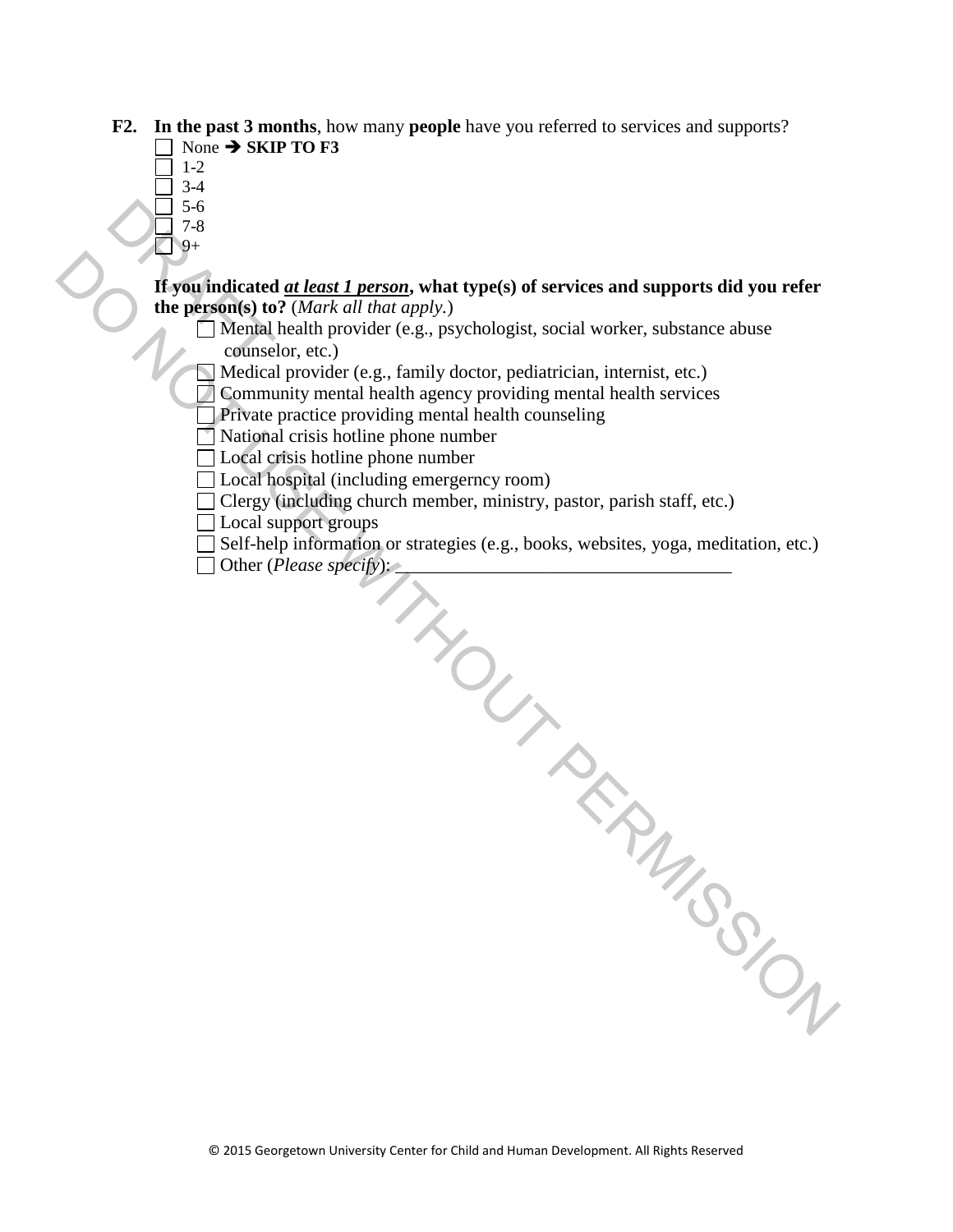**F2.** **In the past 3 months**, how many **people** have you referred to services and supports?

- ☐ None ➔ **SKIP TO F3**
- ☐ 1-2
- ☐ 3-4
- ☐ 5-6
- ☐ 7-8
- ☐ 9+

**If you indicated *at least 1 person*, what type(s) of services and supports did you refer the person(s) to?** (*Mark all that apply.*)

- ☐ Mental health provider (e.g., psychologist, social worker, substance abuse counselor, etc.)
- ☐ Medical provider (e.g., family doctor, pediatrician, internist, etc.)
- ☐ Community mental health agency providing mental health services
- ☐ Private practice providing mental health counseling
- ☐ National crisis hotline phone number
- ☐ Local crisis hotline phone number
- ☐ Local hospital (including emergerncy room)
- ☐ Clergy (including church member, ministry, pastor, parish staff, etc.)
- ☐ Local support groups
- ☐ Self-help information or strategies (e.g., books, websites, yoga, meditation, etc.)
- ☐ Other (*Please specify*): ___________________________________

DRAFT
DO NOT USE WITHOUT PERMISSION

© 2015 Georgetown University Center for Child and Human Development. All Rights Reserved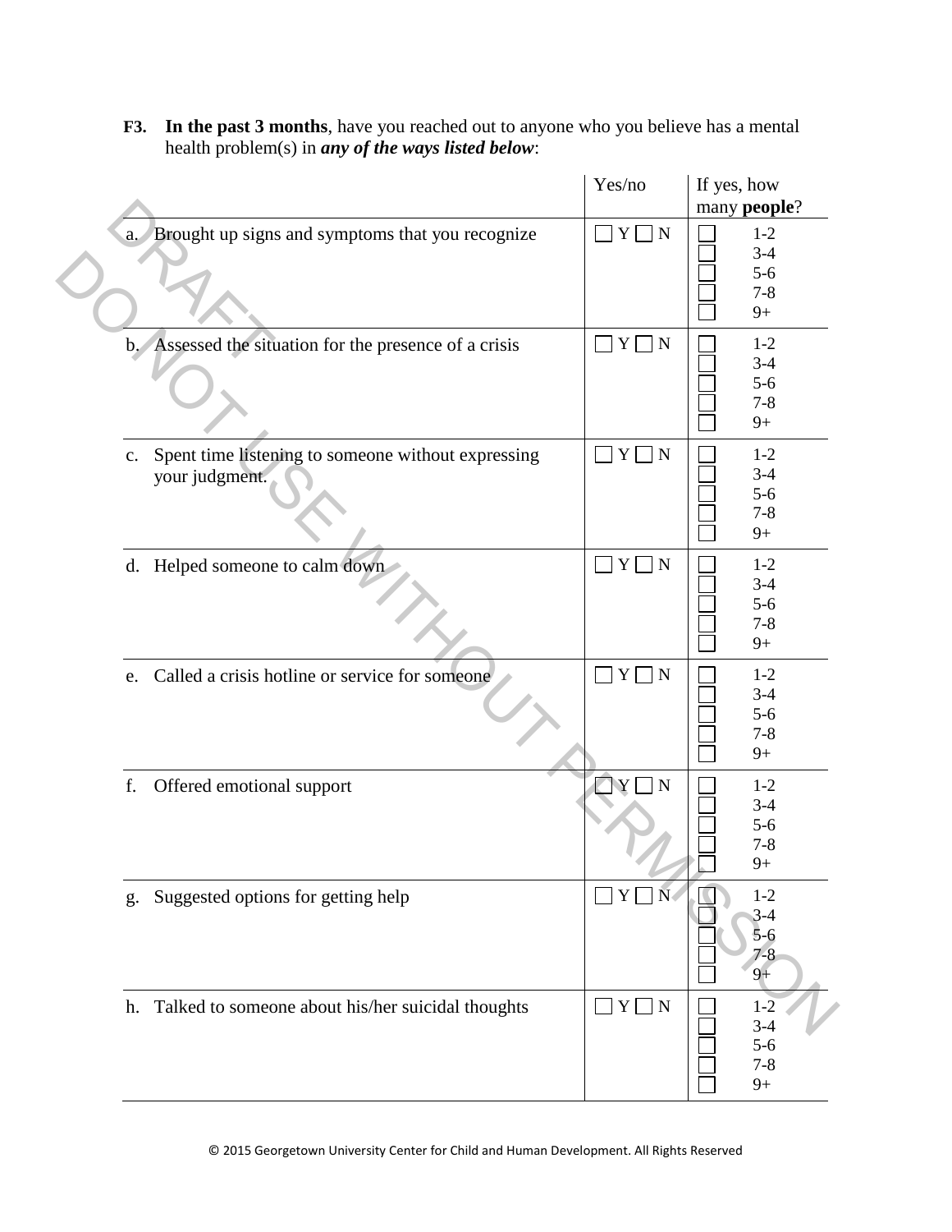**F3.** **In the past 3 months**, have you reached out to anyone who you believe has a mental health problem(s) in ***any of the ways listed below***:

| | Yes/no | If yes, how many **people**? |
|---|---|---|
| a. Brought up signs and symptoms that you recognize | ☐ Y ☐ N | ☐ 1-2<br>☐ 3-4<br>☐ 5-6<br>☐ 7-8<br>☐ 9+ |
| b. Assessed the situation for the presence of a crisis | ☐ Y ☐ N | ☐ 1-2<br>☐ 3-4<br>☐ 5-6<br>☐ 7-8<br>☐ 9+ |
| c. Spent time listening to someone without expressing your judgment. | ☐ Y ☐ N | ☐ 1-2<br>☐ 3-4<br>☐ 5-6<br>☐ 7-8<br>☐ 9+ |
| d. Helped someone to calm down | ☐ Y ☐ N | ☐ 1-2<br>☐ 3-4<br>☐ 5-6<br>☐ 7-8<br>☐ 9+ |
| e. Called a crisis hotline or service for someone | ☐ Y ☐ N | ☐ 1-2<br>☐ 3-4<br>☐ 5-6<br>☐ 7-8<br>☐ 9+ |
| f. Offered emotional support | ☐ Y ☐ N | ☐ 1-2<br>☐ 3-4<br>☐ 5-6<br>☐ 7-8<br>☐ 9+ |
| g. Suggested options for getting help | ☐ Y ☐ N | ☐ 1-2<br>☐ 3-4<br>☐ 5-6<br>☐ 7-8<br>☐ 9+ |
| h. Talked to someone about his/her suicidal thoughts | ☐ Y ☐ N | ☐ 1-2<br>☐ 3-4<br>☐ 5-6<br>☐ 7-8<br>☐ 9+ |

DRAFT DO NOT USE WITHOUT PERMISSION

© 2015 Georgetown University Center for Child and Human Development. All Rights Reserved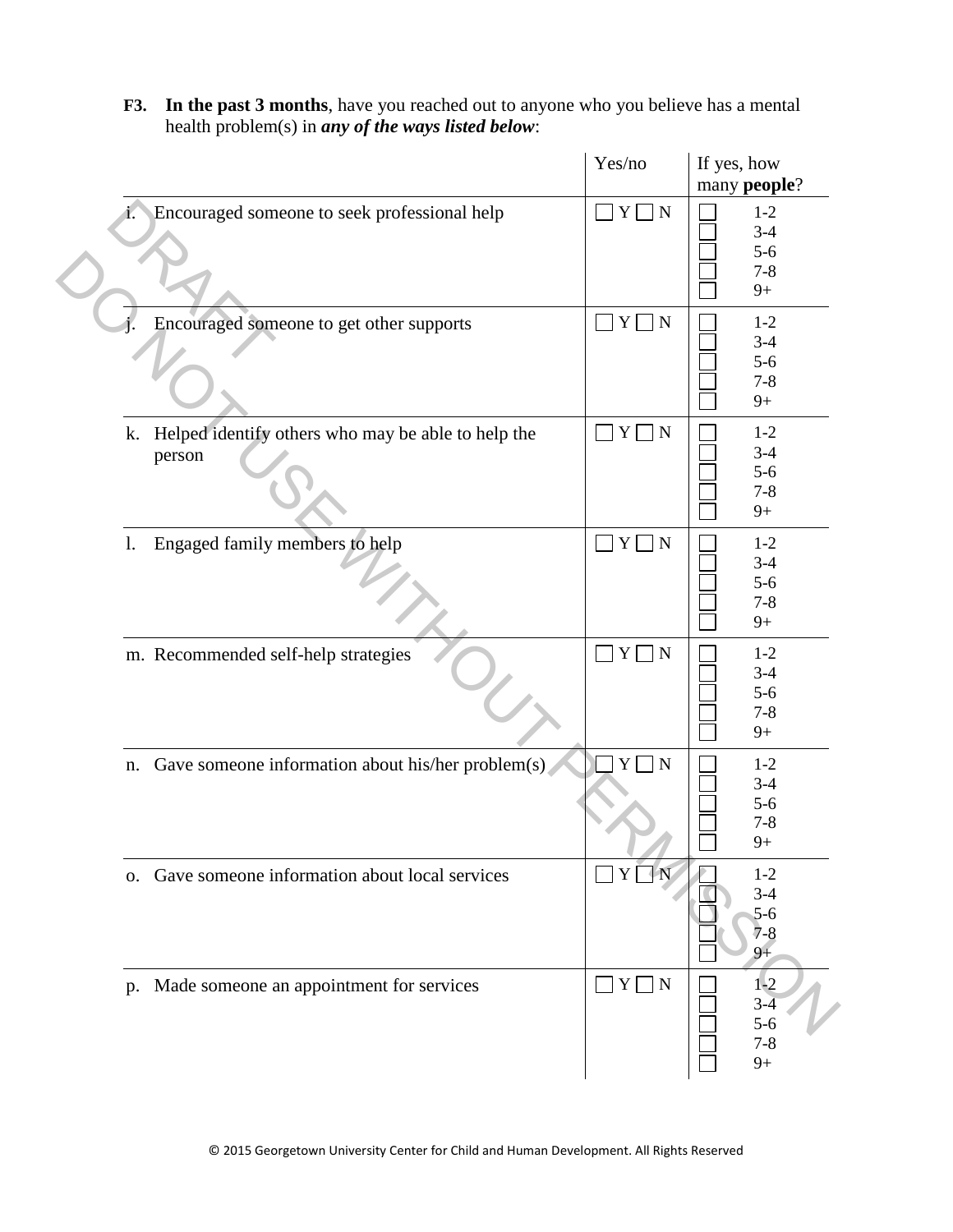**F3.** **In the past 3 months**, have you reached out to anyone who you believe has a mental health problem(s) in ***any of the ways listed below***:

| | Yes/no | If yes, how many **people**? |
|---|---|---|
| i. Encouraged someone to seek professional help | ☐ Y ☐ N | ☐ 1-2<br>☐ 3-4<br>☐ 5-6<br>☐ 7-8<br>☐ 9+ |
| j. Encouraged someone to get other supports | ☐ Y ☐ N | ☐ 1-2<br>☐ 3-4<br>☐ 5-6<br>☐ 7-8<br>☐ 9+ |
| k. Helped identify others who may be able to help the person | ☐ Y ☐ N | ☐ 1-2<br>☐ 3-4<br>☐ 5-6<br>☐ 7-8<br>☐ 9+ |
| l. Engaged family members to help | ☐ Y ☐ N | ☐ 1-2<br>☐ 3-4<br>☐ 5-6<br>☐ 7-8<br>☐ 9+ |
| m. Recommended self-help strategies | ☐ Y ☐ N | ☐ 1-2<br>☐ 3-4<br>☐ 5-6<br>☐ 7-8<br>☐ 9+ |
| n. Gave someone information about his/her problem(s) | ☐ Y ☐ N | ☐ 1-2<br>☐ 3-4<br>☐ 5-6<br>☐ 7-8<br>☐ 9+ |
| o. Gave someone information about local services | ☐ Y ☐ N | ☐ 1-2<br>☐ 3-4<br>☐ 5-6<br>☐ 7-8<br>☐ 9+ |
| p. Made someone an appointment for services | ☐ Y ☐ N | ☐ 1-2<br>☐ 3-4<br>☐ 5-6<br>☐ 7-8<br>☐ 9+ |

DRAFT
DO NOT USE WITHOUT PERMISSION

© 2015 Georgetown University Center for Child and Human Development. All Rights Reserved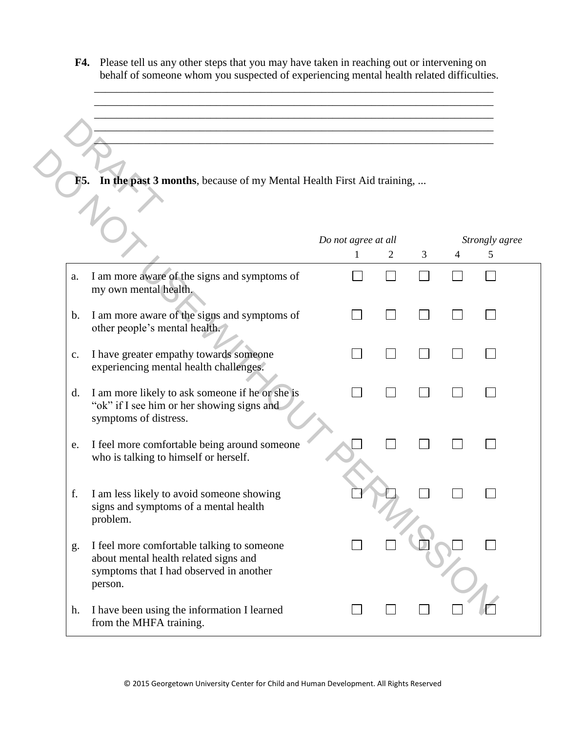**F4.** Please tell us any other steps that you may have taken in reaching out or intervening on behalf of someone whom you suspected of experiencing mental health related difficulties.

_______________________________________________________________________________
_______________________________________________________________________________
_______________________________________________________________________________
_______________________________________________________________________________
_______________________________________________________________________________

**F5. In the past 3 months**, because of my Mental Health First Aid training, ...

| | | *Do not agree at all* 1 | 2 | 3 | 4 | *Strongly agree* 5 |
|---|---|---|---|---|---|---|
| a. | I am more aware of the signs and symptoms of my own mental health. | ☐ | ☐ | ☐ | ☐ | ☐ |
| b. | I am more aware of the signs and symptoms of other people's mental health. | ☐ | ☐ | ☐ | ☐ | ☐ |
| c. | I have greater empathy towards someone experiencing mental health challenges. | ☐ | ☐ | ☐ | ☐ | ☐ |
| d. | I am more likely to ask someone if he or she is "ok" if I see him or her showing signs and symptoms of distress. | ☐ | ☐ | ☐ | ☐ | ☐ |
| e. | I feel more comfortable being around someone who is talking to himself or herself. | ☐ | ☐ | ☐ | ☐ | ☐ |
| f. | I am less likely to avoid someone showing signs and symptoms of a mental health problem. | ☐ | ☐ | ☐ | ☐ | ☐ |
| g. | I feel more comfortable talking to someone about mental health related signs and symptoms that I had observed in another person. | ☐ | ☐ | ☐ | ☐ | ☐ |
| h. | I have been using the information I learned from the MHFA training. | ☐ | ☐ | ☐ | ☐ | ☐ |

© 2015 Georgetown University Center for Child and Human Development. All Rights Reserved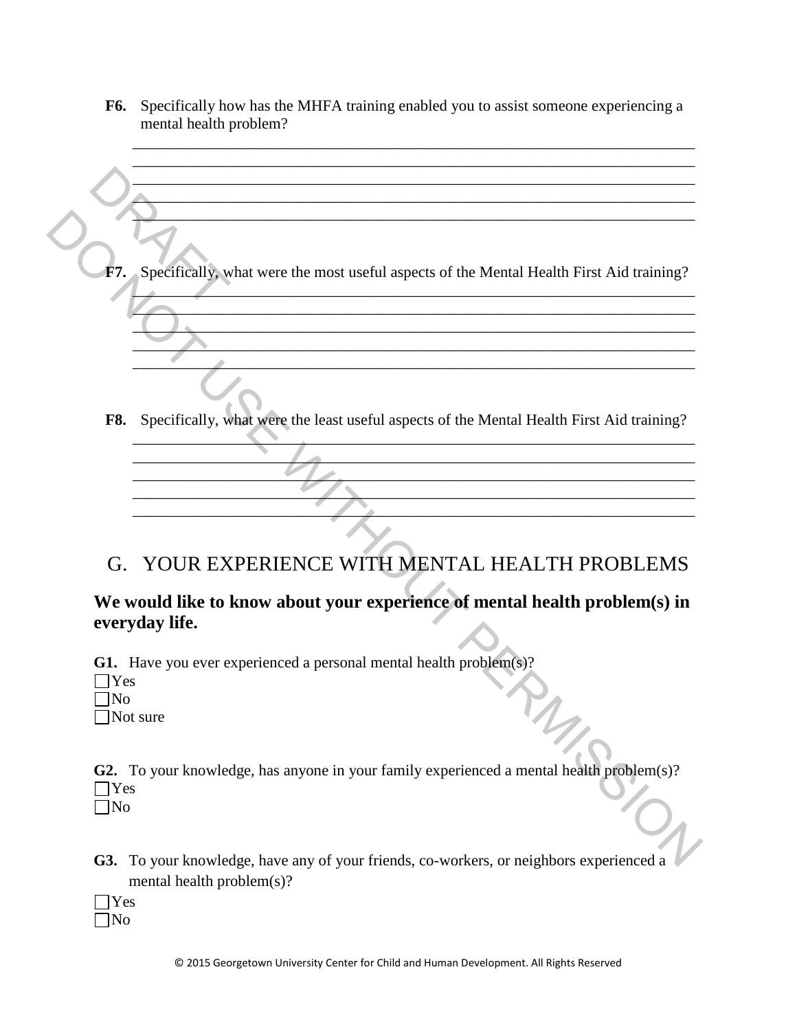**F6.** Specifically how has the MHFA training enabled you to assist someone experiencing a mental health problem?

\_\_\_\_\_\_\_\_\_\_\_\_\_\_\_\_\_\_\_\_\_\_\_\_\_\_\_\_\_\_\_\_\_\_\_\_\_\_\_\_\_\_\_\_\_\_\_\_\_\_\_\_\_\_\_\_\_\_\_\_\_\_\_\_\_\_\_\_\_\_
\_\_\_\_\_\_\_\_\_\_\_\_\_\_\_\_\_\_\_\_\_\_\_\_\_\_\_\_\_\_\_\_\_\_\_\_\_\_\_\_\_\_\_\_\_\_\_\_\_\_\_\_\_\_\_\_\_\_\_\_\_\_\_\_\_\_\_\_\_\_
\_\_\_\_\_\_\_\_\_\_\_\_\_\_\_\_\_\_\_\_\_\_\_\_\_\_\_\_\_\_\_\_\_\_\_\_\_\_\_\_\_\_\_\_\_\_\_\_\_\_\_\_\_\_\_\_\_\_\_\_\_\_\_\_\_\_\_\_\_\_
\_\_\_\_\_\_\_\_\_\_\_\_\_\_\_\_\_\_\_\_\_\_\_\_\_\_\_\_\_\_\_\_\_\_\_\_\_\_\_\_\_\_\_\_\_\_\_\_\_\_\_\_\_\_\_\_\_\_\_\_\_\_\_\_\_\_\_\_\_\_
\_\_\_\_\_\_\_\_\_\_\_\_\_\_\_\_\_\_\_\_\_\_\_\_\_\_\_\_\_\_\_\_\_\_\_\_\_\_\_\_\_\_\_\_\_\_\_\_\_\_\_\_\_\_\_\_\_\_\_\_\_\_\_\_\_\_\_\_\_\_

**F7.** Specifically, what were the most useful aspects of the Mental Health First Aid training?

\_\_\_\_\_\_\_\_\_\_\_\_\_\_\_\_\_\_\_\_\_\_\_\_\_\_\_\_\_\_\_\_\_\_\_\_\_\_\_\_\_\_\_\_\_\_\_\_\_\_\_\_\_\_\_\_\_\_\_\_\_\_\_\_\_\_\_\_\_\_
\_\_\_\_\_\_\_\_\_\_\_\_\_\_\_\_\_\_\_\_\_\_\_\_\_\_\_\_\_\_\_\_\_\_\_\_\_\_\_\_\_\_\_\_\_\_\_\_\_\_\_\_\_\_\_\_\_\_\_\_\_\_\_\_\_\_\_\_\_\_
\_\_\_\_\_\_\_\_\_\_\_\_\_\_\_\_\_\_\_\_\_\_\_\_\_\_\_\_\_\_\_\_\_\_\_\_\_\_\_\_\_\_\_\_\_\_\_\_\_\_\_\_\_\_\_\_\_\_\_\_\_\_\_\_\_\_\_\_\_\_
\_\_\_\_\_\_\_\_\_\_\_\_\_\_\_\_\_\_\_\_\_\_\_\_\_\_\_\_\_\_\_\_\_\_\_\_\_\_\_\_\_\_\_\_\_\_\_\_\_\_\_\_\_\_\_\_\_\_\_\_\_\_\_\_\_\_\_\_\_\_
\_\_\_\_\_\_\_\_\_\_\_\_\_\_\_\_\_\_\_\_\_\_\_\_\_\_\_\_\_\_\_\_\_\_\_\_\_\_\_\_\_\_\_\_\_\_\_\_\_\_\_\_\_\_\_\_\_\_\_\_\_\_\_\_\_\_\_\_\_\_

**F8.** Specifically, what were the least useful aspects of the Mental Health First Aid training?

\_\_\_\_\_\_\_\_\_\_\_\_\_\_\_\_\_\_\_\_\_\_\_\_\_\_\_\_\_\_\_\_\_\_\_\_\_\_\_\_\_\_\_\_\_\_\_\_\_\_\_\_\_\_\_\_\_\_\_\_\_\_\_\_\_\_\_\_\_\_
\_\_\_\_\_\_\_\_\_\_\_\_\_\_\_\_\_\_\_\_\_\_\_\_\_\_\_\_\_\_\_\_\_\_\_\_\_\_\_\_\_\_\_\_\_\_\_\_\_\_\_\_\_\_\_\_\_\_\_\_\_\_\_\_\_\_\_\_\_\_
\_\_\_\_\_\_\_\_\_\_\_\_\_\_\_\_\_\_\_\_\_\_\_\_\_\_\_\_\_\_\_\_\_\_\_\_\_\_\_\_\_\_\_\_\_\_\_\_\_\_\_\_\_\_\_\_\_\_\_\_\_\_\_\_\_\_\_\_\_\_
\_\_\_\_\_\_\_\_\_\_\_\_\_\_\_\_\_\_\_\_\_\_\_\_\_\_\_\_\_\_\_\_\_\_\_\_\_\_\_\_\_\_\_\_\_\_\_\_\_\_\_\_\_\_\_\_\_\_\_\_\_\_\_\_\_\_\_\_\_\_
\_\_\_\_\_\_\_\_\_\_\_\_\_\_\_\_\_\_\_\_\_\_\_\_\_\_\_\_\_\_\_\_\_\_\_\_\_\_\_\_\_\_\_\_\_\_\_\_\_\_\_\_\_\_\_\_\_\_\_\_\_\_\_\_\_\_\_\_\_\_

# G. YOUR EXPERIENCE WITH MENTAL HEALTH PROBLEMS

**We would like to know about your experience of mental health problem(s) in everyday life.**

**G1.** Have you ever experienced a personal mental health problem(s)?

- ☐ Yes
- ☐ No
- ☐ Not sure

**G2.** To your knowledge, has anyone in your family experienced a mental health problem(s)?

- ☐ Yes
- ☐ No

**G3.** To your knowledge, have any of your friends, co-workers, or neighbors experienced a mental health problem(s)?

- ☐ Yes
- ☐ No

© 2015 Georgetown University Center for Child and Human Development. All Rights Reserved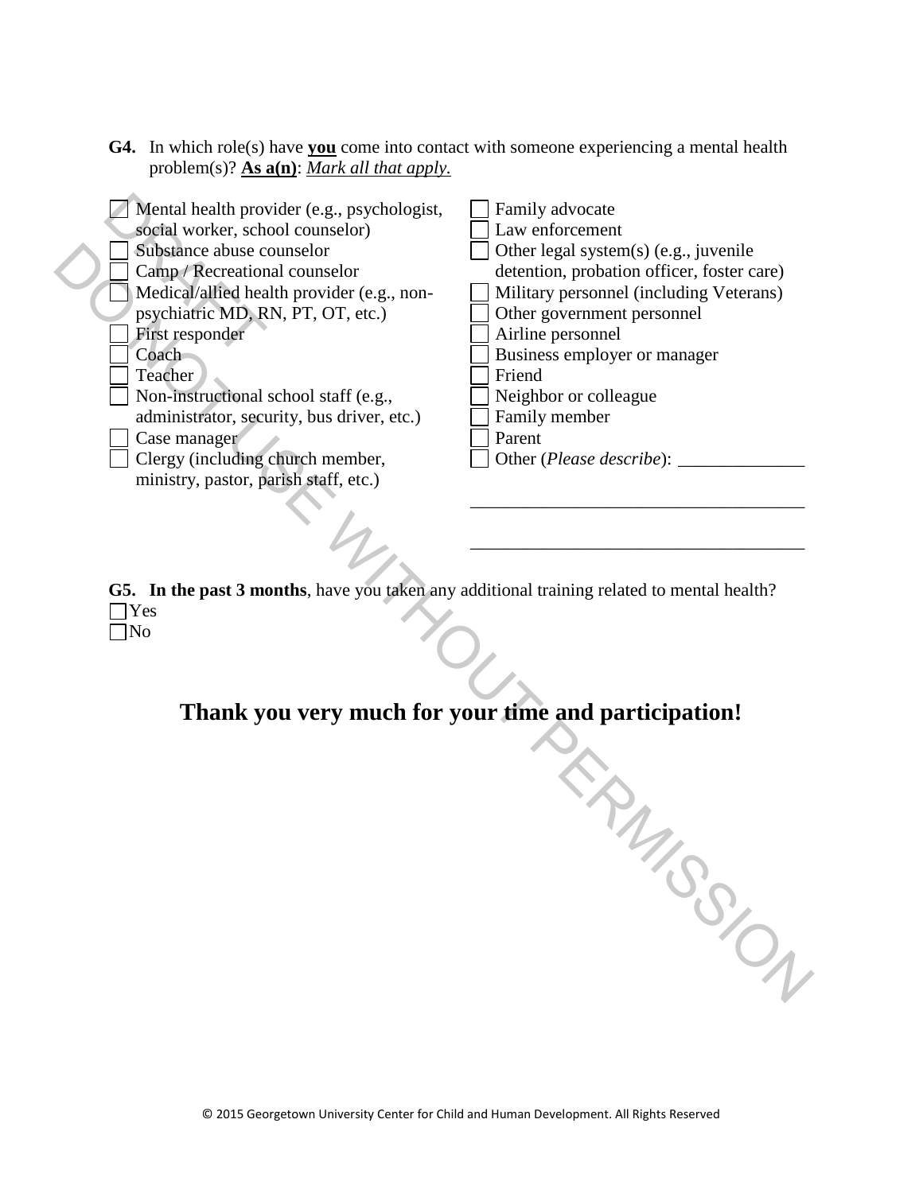**G4.** In which role(s) have **you** come into contact with someone experiencing a mental health problem(s)? **As a(n)**: *Mark all that apply.*

- ☐ Mental health provider (e.g., psychologist, social worker, school counselor)
- ☐ Substance abuse counselor
- ☐ Camp / Recreational counselor
- ☐ Medical/allied health provider (e.g., non-psychiatric MD, RN, PT, OT, etc.)
- ☐ First responder
- ☐ Coach
- ☐ Teacher
- ☐ Non-instructional school staff (e.g., administrator, security, bus driver, etc.)
- ☐ Case manager
- ☐ Clergy (including church member, ministry, pastor, parish staff, etc.)
- ☐ Family advocate
- ☐ Law enforcement
- ☐ Other legal system(s) (e.g., juvenile detention, probation officer, foster care)
- ☐ Military personnel (including Veterans)
- ☐ Other government personnel
- ☐ Airline personnel
- ☐ Business employer or manager
- ☐ Friend
- ☐ Neighbor or colleague
- ☐ Family member
- ☐ Parent
- ☐ Other (*Please describe*): ______________

____________________________________

____________________________________

**G5. In the past 3 months**, have you taken any additional training related to mental health?

- ☐ Yes
- ☐ No

## Thank you very much for your time and participation!

© 2015 Georgetown University Center for Child and Human Development. All Rights Reserved